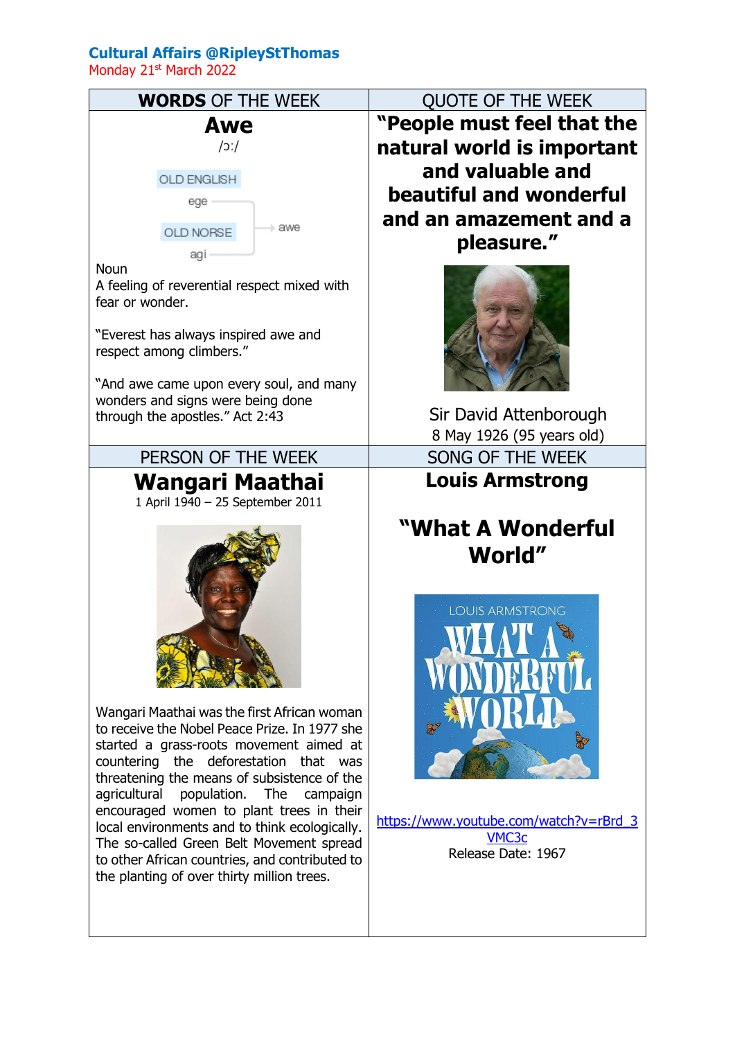**Cultural Affairs @RipleyStThomas**

Monday 21st March 2022

## WORDS OF THE WEEK

### Awe

/ɔː/

OLD ENGLISH ege
OLD NORSE agi → awe

Noun

A feeling of reverential respect mixed with fear or wonder.

"Everest has always inspired awe and respect among climbers."

"And awe came upon every soul, and many wonders and signs were being done through the apostles." Act 2:43

## QUOTE OF THE WEEK

**"People must feel that the natural world is important and valuable and beautiful and wonderful and an amazement and a pleasure."**

Sir David Attenborough

8 May 1926 (95 years old)

## PERSON OF THE WEEK

### Wangari Maathai

1 April 1940 – 25 September 2011

Wangari Maathai was the first African woman to receive the Nobel Peace Prize. In 1977 she started a grass-roots movement aimed at countering the deforestation that was threatening the means of subsistence of the agricultural population. The campaign encouraged women to plant trees in their local environments and to think ecologically. The so-called Green Belt Movement spread to other African countries, and contributed to the planting of over thirty million trees.

## SONG OF THE WEEK

### Louis Armstrong

### "What A Wonderful World"

https://www.youtube.com/watch?v=rBrd_3VMC3c

Release Date: 1967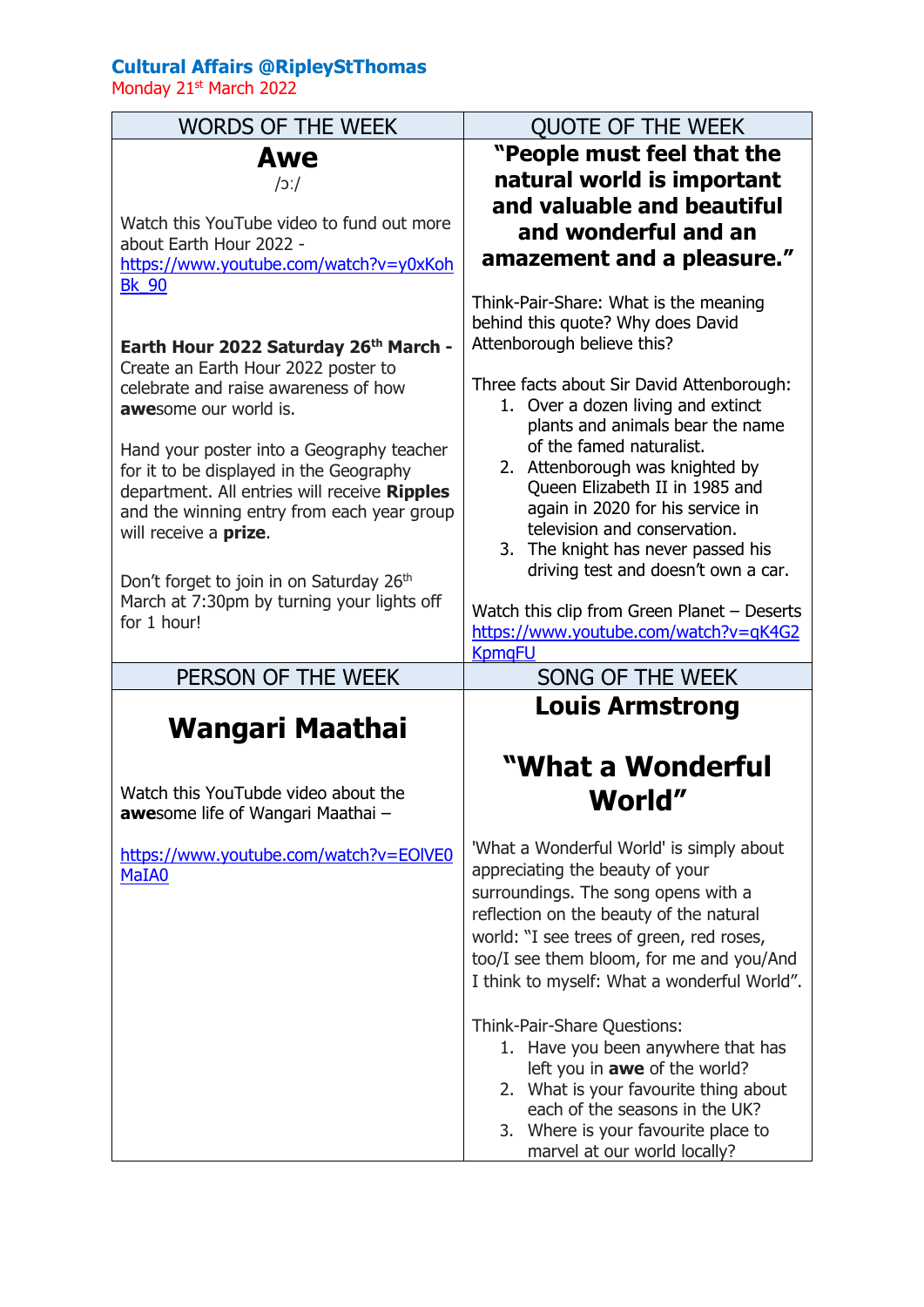**Cultural Affairs @RipleyStThomas**
Monday 21st March 2022

## WORDS OF THE WEEK

### Awe

/ɔː/

Watch this YouTube video to fund out more about Earth Hour 2022 - https://www.youtube.com/watch?v=y0xKohBk_90

**Earth Hour 2022 Saturday 26th March** - Create an Earth Hour 2022 poster to celebrate and raise awareness of how **awe**some our world is.

Hand your poster into a Geography teacher for it to be displayed in the Geography department. All entries will receive **Ripples** and the winning entry from each year group will receive a **prize**.

Don't forget to join in on Saturday 26th March at 7:30pm by turning your lights off for 1 hour!

## QUOTE OF THE WEEK

**"People must feel that the natural world is important and valuable and beautiful and wonderful and an amazement and a pleasure."**

Think-Pair-Share: What is the meaning behind this quote? Why does David Attenborough believe this?

Three facts about Sir David Attenborough:

1. Over a dozen living and extinct plants and animals bear the name of the famed naturalist.
2. Attenborough was knighted by Queen Elizabeth II in 1985 and again in 2020 for his service in television and conservation.
3. The knight has never passed his driving test and doesn't own a car.

Watch this clip from Green Planet – Deserts https://www.youtube.com/watch?v=qK4G2KpmqFU

## PERSON OF THE WEEK

### Wangari Maathai

Watch this YouTubde video about the **awe**some life of Wangari Maathai –

https://www.youtube.com/watch?v=EOlVE0MaIA0

## SONG OF THE WEEK

### Louis Armstrong

### "What a Wonderful World"

'What a Wonderful World' is simply about appreciating the beauty of your surroundings. The song opens with a reflection on the beauty of the natural world: "I see trees of green, red roses, too/I see them bloom, for me and you/And I think to myself: What a wonderful World".

Think-Pair-Share Questions:

1. Have you been anywhere that has left you in **awe** of the world?
2. What is your favourite thing about each of the seasons in the UK?
3. Where is your favourite place to marvel at our world locally?